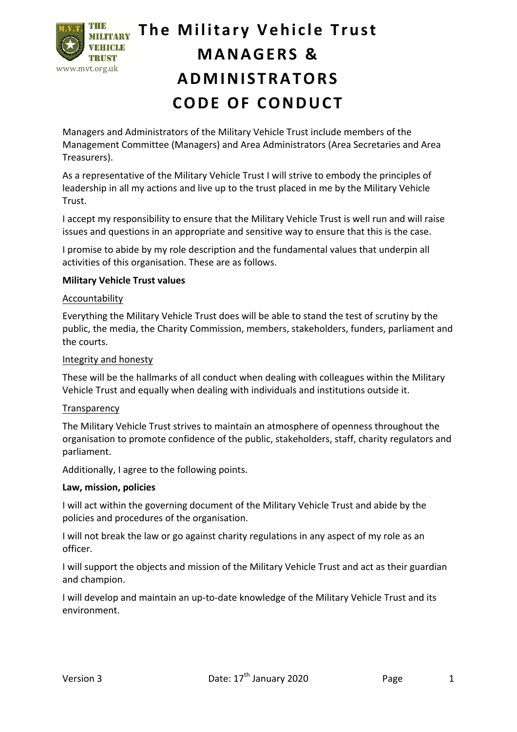# The Military Vehicle Trust

# MANAGERS & ADMINISTRATORS CODE OF CONDUCT

Managers and Administrators of the Military Vehicle Trust include members of the Management Committee (Managers) and Area Administrators (Area Secretaries and Area Treasurers).

As a representative of the Military Vehicle Trust I will strive to embody the principles of leadership in all my actions and live up to the trust placed in me by the Military Vehicle Trust.

I accept my responsibility to ensure that the Military Vehicle Trust is well run and will raise issues and questions in an appropriate and sensitive way to ensure that this is the case.

I promise to abide by my role description and the fundamental values that underpin all activities of this organisation. These are as follows.

**Military Vehicle Trust values**

<u>Accountability</u>

Everything the Military Vehicle Trust does will be able to stand the test of scrutiny by the public, the media, the Charity Commission, members, stakeholders, funders, parliament and the courts.

<u>Integrity and honesty</u>

These will be the hallmarks of all conduct when dealing with colleagues within the Military Vehicle Trust and equally when dealing with individuals and institutions outside it.

<u>Transparency</u>

The Military Vehicle Trust strives to maintain an atmosphere of openness throughout the organisation to promote confidence of the public, stakeholders, staff, charity regulators and parliament.

Additionally, I agree to the following points.

**Law, mission, policies**

I will act within the governing document of the Military Vehicle Trust and abide by the policies and procedures of the organisation.

I will not break the law or go against charity regulations in any aspect of my role as an officer.

I will support the objects and mission of the Military Vehicle Trust and act as their guardian and champion.

I will develop and maintain an up-to-date knowledge of the Military Vehicle Trust and its environment.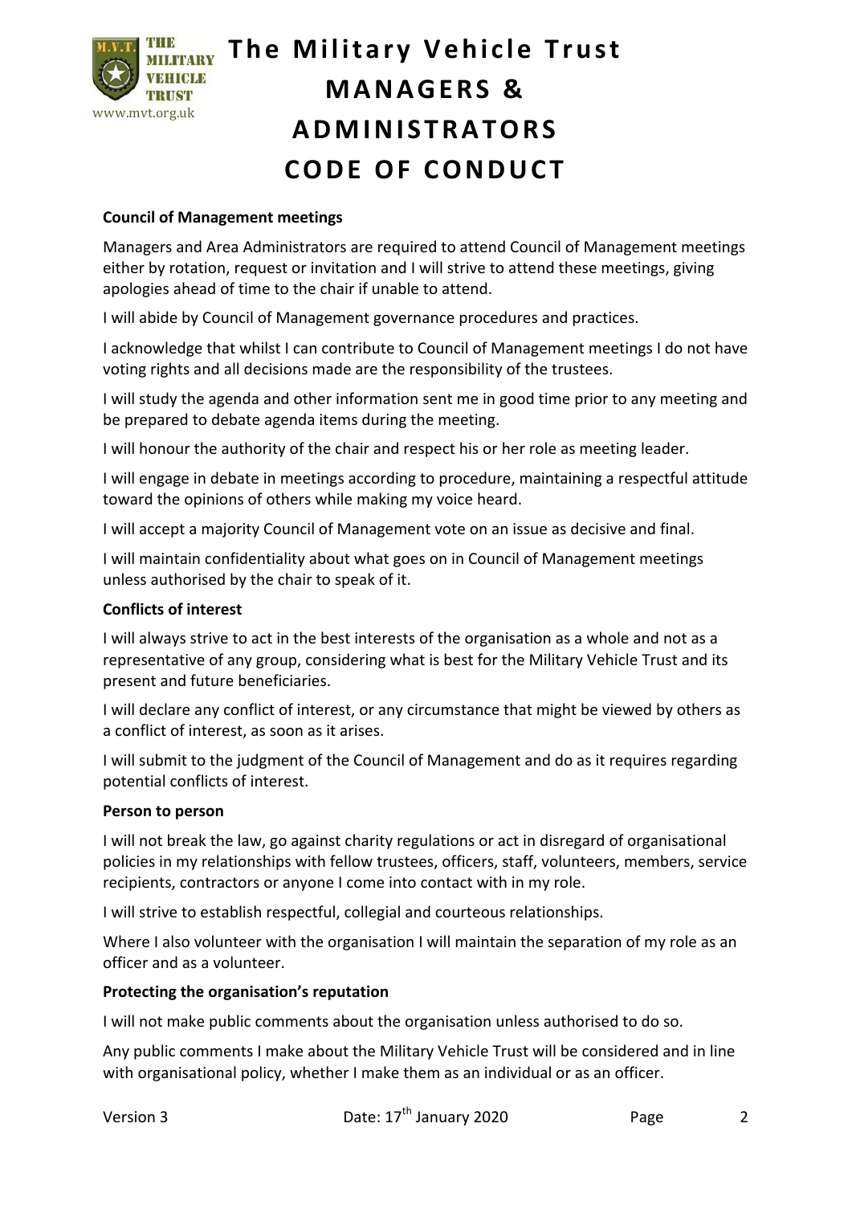## Council of Management meetings

Managers and Area Administrators are required to attend Council of Management meetings either by rotation, request or invitation and I will strive to attend these meetings, giving apologies ahead of time to the chair if unable to attend.

I will abide by Council of Management governance procedures and practices.

I acknowledge that whilst I can contribute to Council of Management meetings I do not have voting rights and all decisions made are the responsibility of the trustees.

I will study the agenda and other information sent me in good time prior to any meeting and be prepared to debate agenda items during the meeting.

I will honour the authority of the chair and respect his or her role as meeting leader.

I will engage in debate in meetings according to procedure, maintaining a respectful attitude toward the opinions of others while making my voice heard.

I will accept a majority Council of Management vote on an issue as decisive and final.

I will maintain confidentiality about what goes on in Council of Management meetings unless authorised by the chair to speak of it.

## Conflicts of interest

I will always strive to act in the best interests of the organisation as a whole and not as a representative of any group, considering what is best for the Military Vehicle Trust and its present and future beneficiaries.

I will declare any conflict of interest, or any circumstance that might be viewed by others as a conflict of interest, as soon as it arises.

I will submit to the judgment of the Council of Management and do as it requires regarding potential conflicts of interest.

## Person to person

I will not break the law, go against charity regulations or act in disregard of organisational policies in my relationships with fellow trustees, officers, staff, volunteers, members, service recipients, contractors or anyone I come into contact with in my role.

I will strive to establish respectful, collegial and courteous relationships.

Where I also volunteer with the organisation I will maintain the separation of my role as an officer and as a volunteer.

## Protecting the organisation's reputation

I will not make public comments about the organisation unless authorised to do so.

Any public comments I make about the Military Vehicle Trust will be considered and in line with organisational policy, whether I make them as an individual or as an officer.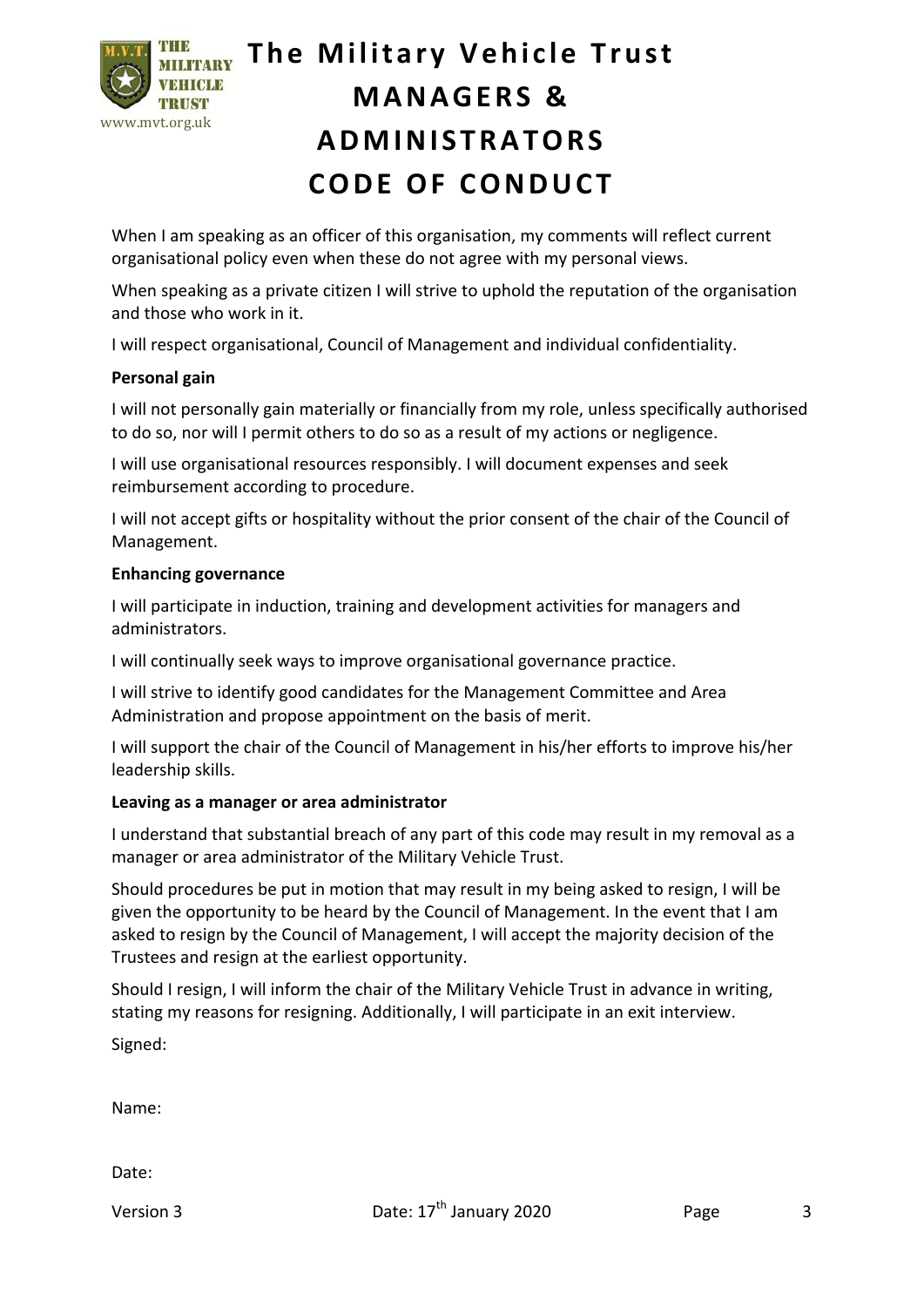# The Military Vehicle Trust MANAGERS & ADMINISTRATORS CODE OF CONDUCT

When I am speaking as an officer of this organisation, my comments will reflect current organisational policy even when these do not agree with my personal views.

When speaking as a private citizen I will strive to uphold the reputation of the organisation and those who work in it.

I will respect organisational, Council of Management and individual confidentiality.

**Personal gain**

I will not personally gain materially or financially from my role, unless specifically authorised to do so, nor will I permit others to do so as a result of my actions or negligence.

I will use organisational resources responsibly. I will document expenses and seek reimbursement according to procedure.

I will not accept gifts or hospitality without the prior consent of the chair of the Council of Management.

**Enhancing governance**

I will participate in induction, training and development activities for managers and administrators.

I will continually seek ways to improve organisational governance practice.

I will strive to identify good candidates for the Management Committee and Area Administration and propose appointment on the basis of merit.

I will support the chair of the Council of Management in his/her efforts to improve his/her leadership skills.

**Leaving as a manager or area administrator**

I understand that substantial breach of any part of this code may result in my removal as a manager or area administrator of the Military Vehicle Trust.

Should procedures be put in motion that may result in my being asked to resign, I will be given the opportunity to be heard by the Council of Management. In the event that I am asked to resign by the Council of Management, I will accept the majority decision of the Trustees and resign at the earliest opportunity.

Should I resign, I will inform the chair of the Military Vehicle Trust in advance in writing, stating my reasons for resigning. Additionally, I will participate in an exit interview.

Signed:

Name:

Date:

Version 3 Date: 17th January 2020